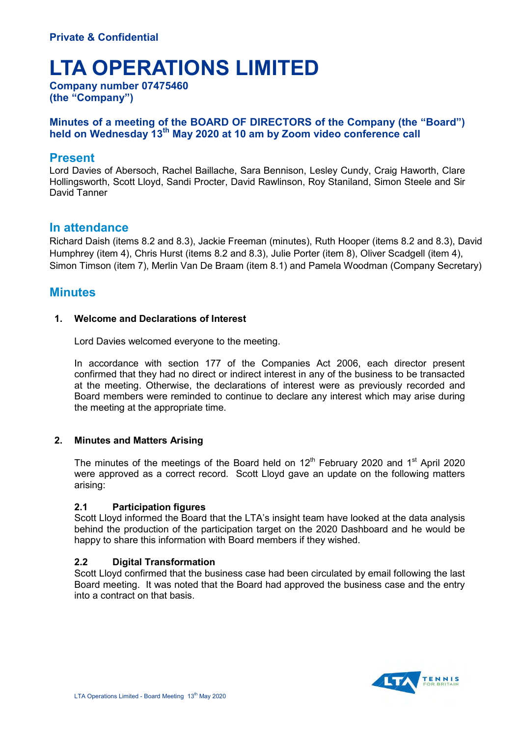**Private & Confidential**

# LTA OPERATIONS LIMITED

**Company number 07475460**
**(the "Company")**

**Minutes of a meeting of the BOARD OF DIRECTORS of the Company (the "Board") held on Wednesday 13th May 2020 at 10 am by Zoom video conference call**

## Present

Lord Davies of Abersoch, Rachel Baillache, Sara Bennison, Lesley Cundy, Craig Haworth, Clare Hollingsworth, Scott Lloyd, Sandi Procter, David Rawlinson, Roy Staniland, Simon Steele and Sir David Tanner

## In attendance

Richard Daish (items 8.2 and 8.3), Jackie Freeman (minutes), Ruth Hooper (items 8.2 and 8.3), David Humphrey (item 4), Chris Hurst (items 8.2 and 8.3), Julie Porter (item 8), Oliver Scadgell (item 4), Simon Timson (item 7), Merlin Van De Braam (item 8.1) and Pamela Woodman (Company Secretary)

## Minutes

### 1. Welcome and Declarations of Interest

Lord Davies welcomed everyone to the meeting.

In accordance with section 177 of the Companies Act 2006, each director present confirmed that they had no direct or indirect interest in any of the business to be transacted at the meeting. Otherwise, the declarations of interest were as previously recorded and Board members were reminded to continue to declare any interest which may arise during the meeting at the appropriate time.

### 2. Minutes and Matters Arising

The minutes of the meetings of the Board held on 12th February 2020 and 1st April 2020 were approved as a correct record. Scott Lloyd gave an update on the following matters arising:

#### 2.1 Participation figures

Scott Lloyd informed the Board that the LTA's insight team have looked at the data analysis behind the production of the participation target on the 2020 Dashboard and he would be happy to share this information with Board members if they wished.

#### 2.2 Digital Transformation

Scott Lloyd confirmed that the business case had been circulated by email following the last Board meeting. It was noted that the Board had approved the business case and the entry into a contract on that basis.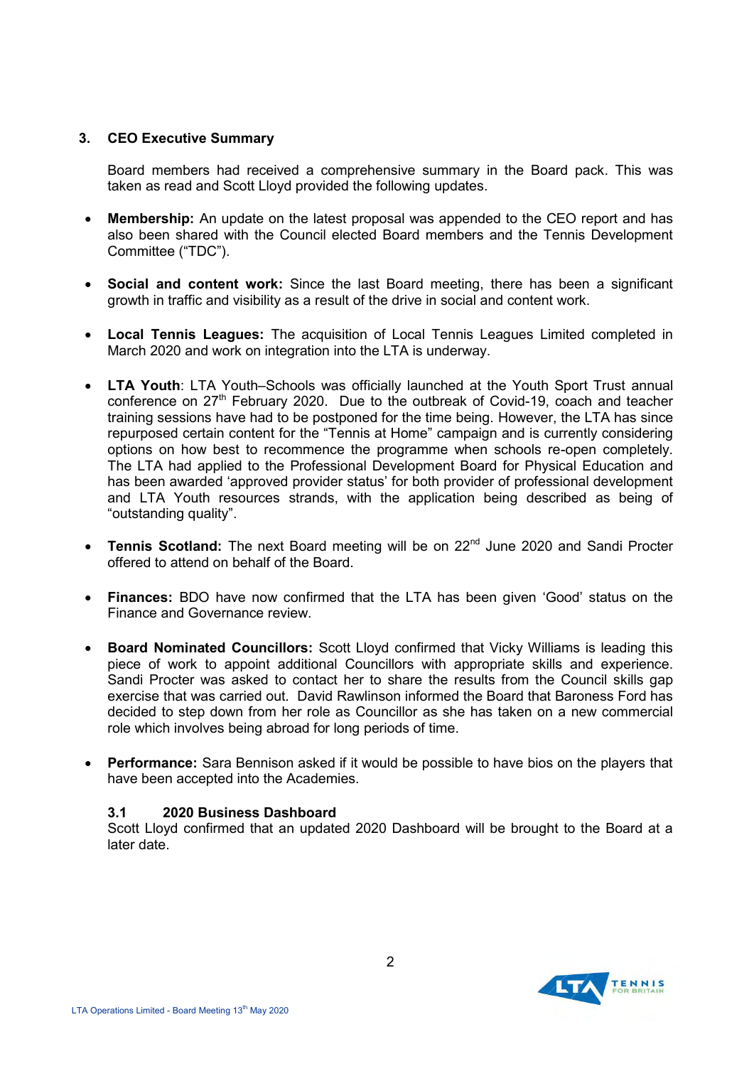## 3. CEO Executive Summary

Board members had received a comprehensive summary in the Board pack. This was taken as read and Scott Lloyd provided the following updates.

- **Membership:** An update on the latest proposal was appended to the CEO report and has also been shared with the Council elected Board members and the Tennis Development Committee ("TDC").

- **Social and content work:** Since the last Board meeting, there has been a significant growth in traffic and visibility as a result of the drive in social and content work.

- **Local Tennis Leagues:** The acquisition of Local Tennis Leagues Limited completed in March 2020 and work on integration into the LTA is underway.

- **LTA Youth**: LTA Youth–Schools was officially launched at the Youth Sport Trust annual conference on 27th February 2020. Due to the outbreak of Covid-19, coach and teacher training sessions have had to be postponed for the time being. However, the LTA has since repurposed certain content for the "Tennis at Home" campaign and is currently considering options on how best to recommence the programme when schools re-open completely. The LTA had applied to the Professional Development Board for Physical Education and has been awarded 'approved provider status' for both provider of professional development and LTA Youth resources strands, with the application being described as being of "outstanding quality".

- **Tennis Scotland:** The next Board meeting will be on 22nd June 2020 and Sandi Procter offered to attend on behalf of the Board.

- **Finances:** BDO have now confirmed that the LTA has been given 'Good' status on the Finance and Governance review.

- **Board Nominated Councillors:** Scott Lloyd confirmed that Vicky Williams is leading this piece of work to appoint additional Councillors with appropriate skills and experience. Sandi Procter was asked to contact her to share the results from the Council skills gap exercise that was carried out. David Rawlinson informed the Board that Baroness Ford has decided to step down from her role as Councillor as she has taken on a new commercial role which involves being abroad for long periods of time.

- **Performance:** Sara Bennison asked if it would be possible to have bios on the players that have been accepted into the Academies.

### 3.1 2020 Business Dashboard

Scott Lloyd confirmed that an updated 2020 Dashboard will be brought to the Board at a later date.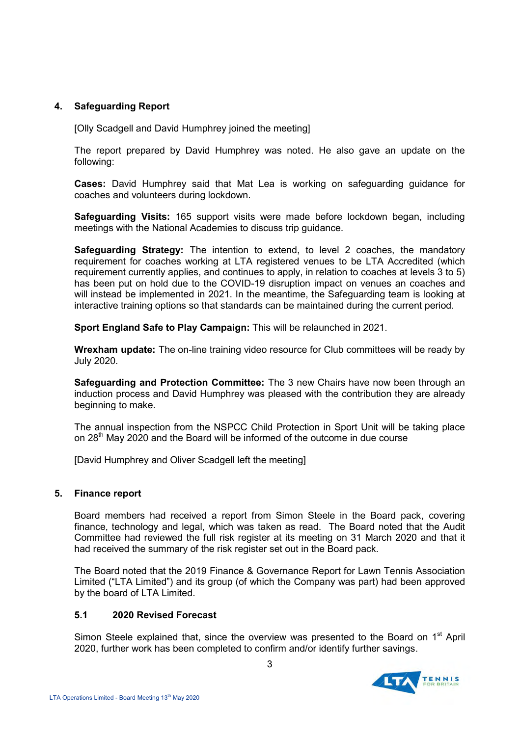## 4. Safeguarding Report

[Olly Scadgell and David Humphrey joined the meeting]

The report prepared by David Humphrey was noted. He also gave an update on the following:

**Cases:** David Humphrey said that Mat Lea is working on safeguarding guidance for coaches and volunteers during lockdown.

**Safeguarding Visits:** 165 support visits were made before lockdown began, including meetings with the National Academies to discuss trip guidance.

**Safeguarding Strategy:** The intention to extend, to level 2 coaches, the mandatory requirement for coaches working at LTA registered venues to be LTA Accredited (which requirement currently applies, and continues to apply, in relation to coaches at levels 3 to 5) has been put on hold due to the COVID-19 disruption impact on venues an coaches and will instead be implemented in 2021. In the meantime, the Safeguarding team is looking at interactive training options so that standards can be maintained during the current period.

**Sport England Safe to Play Campaign:** This will be relaunched in 2021.

**Wrexham update:** The on-line training video resource for Club committees will be ready by July 2020.

**Safeguarding and Protection Committee:** The 3 new Chairs have now been through an induction process and David Humphrey was pleased with the contribution they are already beginning to make.

The annual inspection from the NSPCC Child Protection in Sport Unit will be taking place on 28th May 2020 and the Board will be informed of the outcome in due course

[David Humphrey and Oliver Scadgell left the meeting]

## 5. Finance report

Board members had received a report from Simon Steele in the Board pack, covering finance, technology and legal, which was taken as read. The Board noted that the Audit Committee had reviewed the full risk register at its meeting on 31 March 2020 and that it had received the summary of the risk register set out in the Board pack.

The Board noted that the 2019 Finance & Governance Report for Lawn Tennis Association Limited ("LTA Limited") and its group (of which the Company was part) had been approved by the board of LTA Limited.

### 5.1 2020 Revised Forecast

Simon Steele explained that, since the overview was presented to the Board on 1st April 2020, further work has been completed to confirm and/or identify further savings.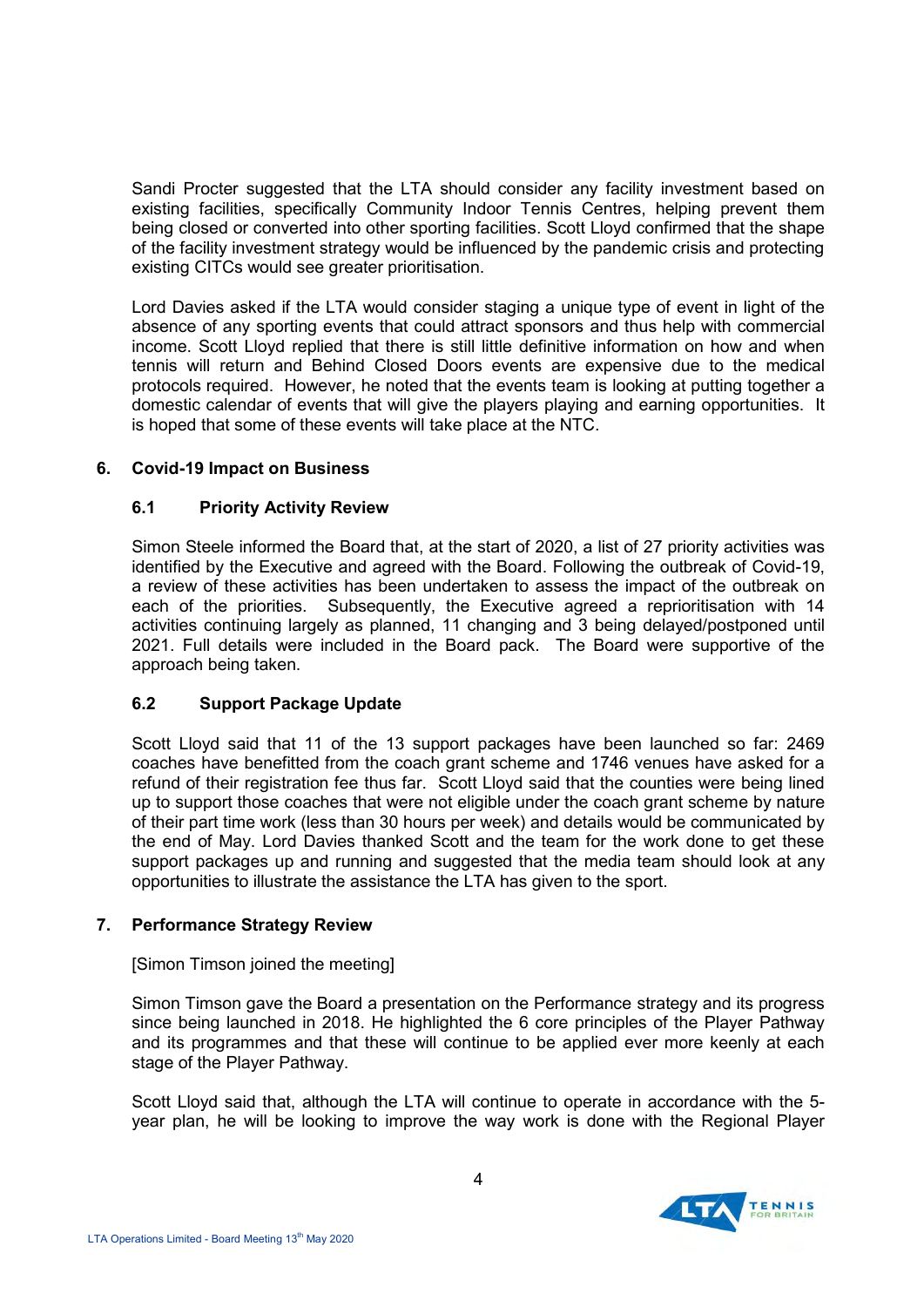Sandi Procter suggested that the LTA should consider any facility investment based on existing facilities, specifically Community Indoor Tennis Centres, helping prevent them being closed or converted into other sporting facilities. Scott Lloyd confirmed that the shape of the facility investment strategy would be influenced by the pandemic crisis and protecting existing CITCs would see greater prioritisation.

Lord Davies asked if the LTA would consider staging a unique type of event in light of the absence of any sporting events that could attract sponsors and thus help with commercial income. Scott Lloyd replied that there is still little definitive information on how and when tennis will return and Behind Closed Doors events are expensive due to the medical protocols required. However, he noted that the events team is looking at putting together a domestic calendar of events that will give the players playing and earning opportunities. It is hoped that some of these events will take place at the NTC.

## 6. Covid-19 Impact on Business

### 6.1 Priority Activity Review

Simon Steele informed the Board that, at the start of 2020, a list of 27 priority activities was identified by the Executive and agreed with the Board. Following the outbreak of Covid-19, a review of these activities has been undertaken to assess the impact of the outbreak on each of the priorities. Subsequently, the Executive agreed a reprioritisation with 14 activities continuing largely as planned, 11 changing and 3 being delayed/postponed until 2021. Full details were included in the Board pack. The Board were supportive of the approach being taken.

### 6.2 Support Package Update

Scott Lloyd said that 11 of the 13 support packages have been launched so far: 2469 coaches have benefitted from the coach grant scheme and 1746 venues have asked for a refund of their registration fee thus far. Scott Lloyd said that the counties were being lined up to support those coaches that were not eligible under the coach grant scheme by nature of their part time work (less than 30 hours per week) and details would be communicated by the end of May. Lord Davies thanked Scott and the team for the work done to get these support packages up and running and suggested that the media team should look at any opportunities to illustrate the assistance the LTA has given to the sport.

## 7. Performance Strategy Review

[Simon Timson joined the meeting]

Simon Timson gave the Board a presentation on the Performance strategy and its progress since being launched in 2018. He highlighted the 6 core principles of the Player Pathway and its programmes and that these will continue to be applied ever more keenly at each stage of the Player Pathway.

Scott Lloyd said that, although the LTA will continue to operate in accordance with the 5-year plan, he will be looking to improve the way work is done with the Regional Player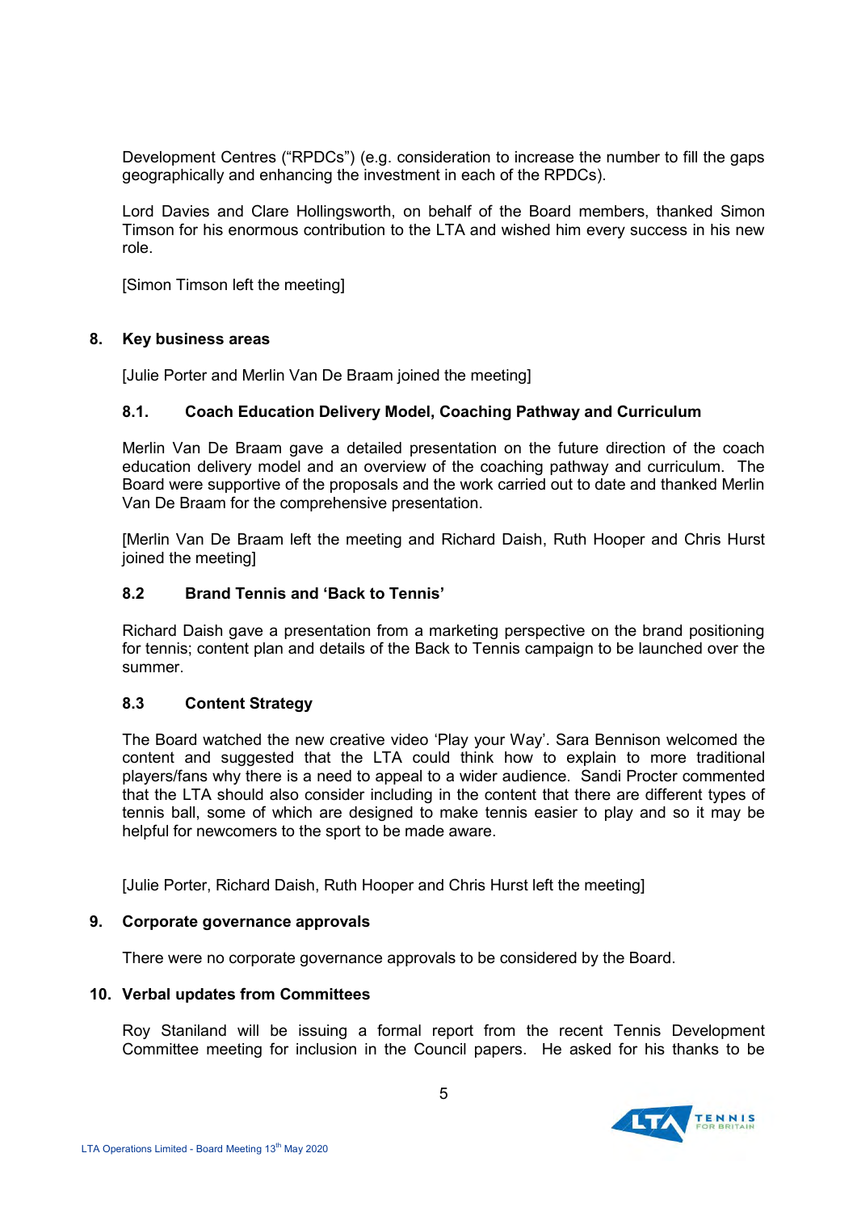Development Centres ("RPDCs") (e.g. consideration to increase the number to fill the gaps geographically and enhancing the investment in each of the RPDCs).

Lord Davies and Clare Hollingsworth, on behalf of the Board members, thanked Simon Timson for his enormous contribution to the LTA and wished him every success in his new role.

[Simon Timson left the meeting]

## 8. Key business areas

[Julie Porter and Merlin Van De Braam joined the meeting]

### 8.1. Coach Education Delivery Model, Coaching Pathway and Curriculum

Merlin Van De Braam gave a detailed presentation on the future direction of the coach education delivery model and an overview of the coaching pathway and curriculum. The Board were supportive of the proposals and the work carried out to date and thanked Merlin Van De Braam for the comprehensive presentation.

[Merlin Van De Braam left the meeting and Richard Daish, Ruth Hooper and Chris Hurst joined the meeting]

### 8.2 Brand Tennis and 'Back to Tennis'

Richard Daish gave a presentation from a marketing perspective on the brand positioning for tennis; content plan and details of the Back to Tennis campaign to be launched over the summer.

### 8.3 Content Strategy

The Board watched the new creative video 'Play your Way'. Sara Bennison welcomed the content and suggested that the LTA could think how to explain to more traditional players/fans why there is a need to appeal to a wider audience. Sandi Procter commented that the LTA should also consider including in the content that there are different types of tennis ball, some of which are designed to make tennis easier to play and so it may be helpful for newcomers to the sport to be made aware.

[Julie Porter, Richard Daish, Ruth Hooper and Chris Hurst left the meeting]

## 9. Corporate governance approvals

There were no corporate governance approvals to be considered by the Board.

## 10. Verbal updates from Committees

Roy Staniland will be issuing a formal report from the recent Tennis Development Committee meeting for inclusion in the Council papers. He asked for his thanks to be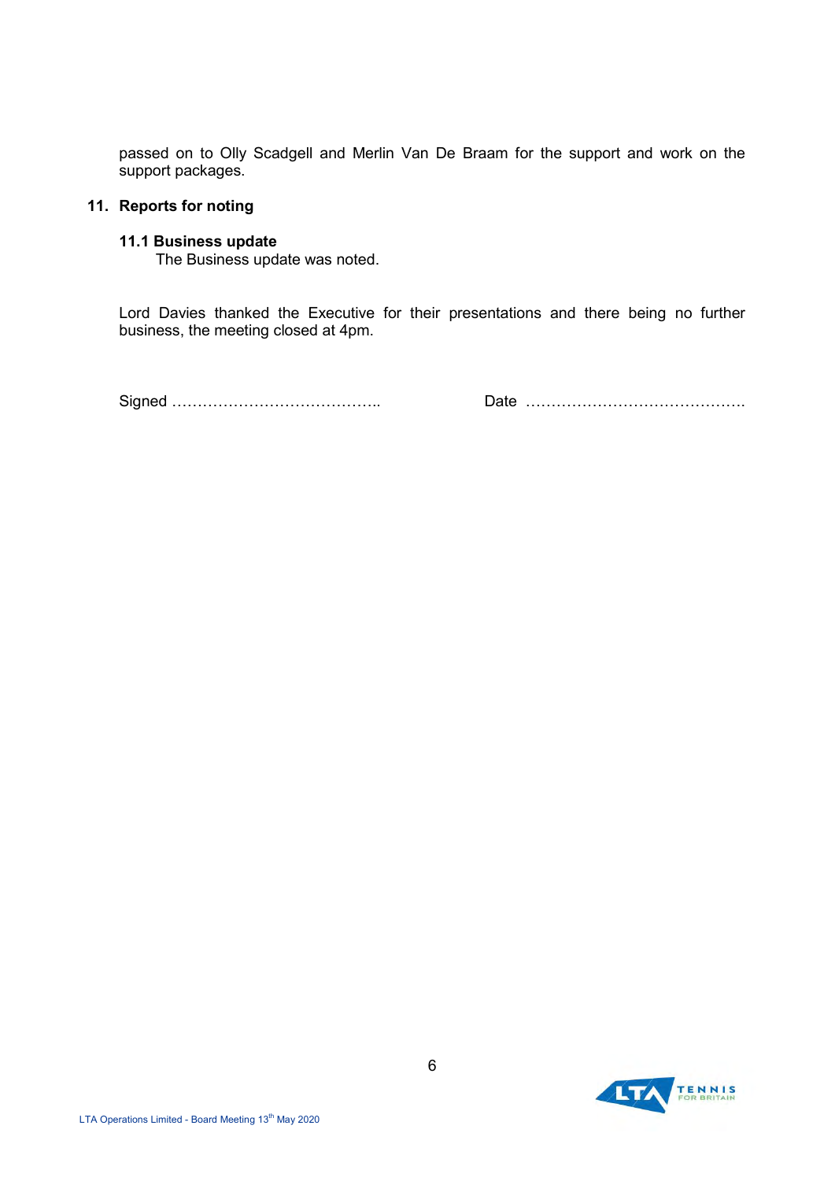passed on to Olly Scadgell and Merlin Van De Braam for the support and work on the support packages.

## 11. Reports for noting

### 11.1 Business update

The Business update was noted.

Lord Davies thanked the Executive for their presentations and there being no further business, the meeting closed at 4pm.

Signed ………………………………….. Date …………………………………….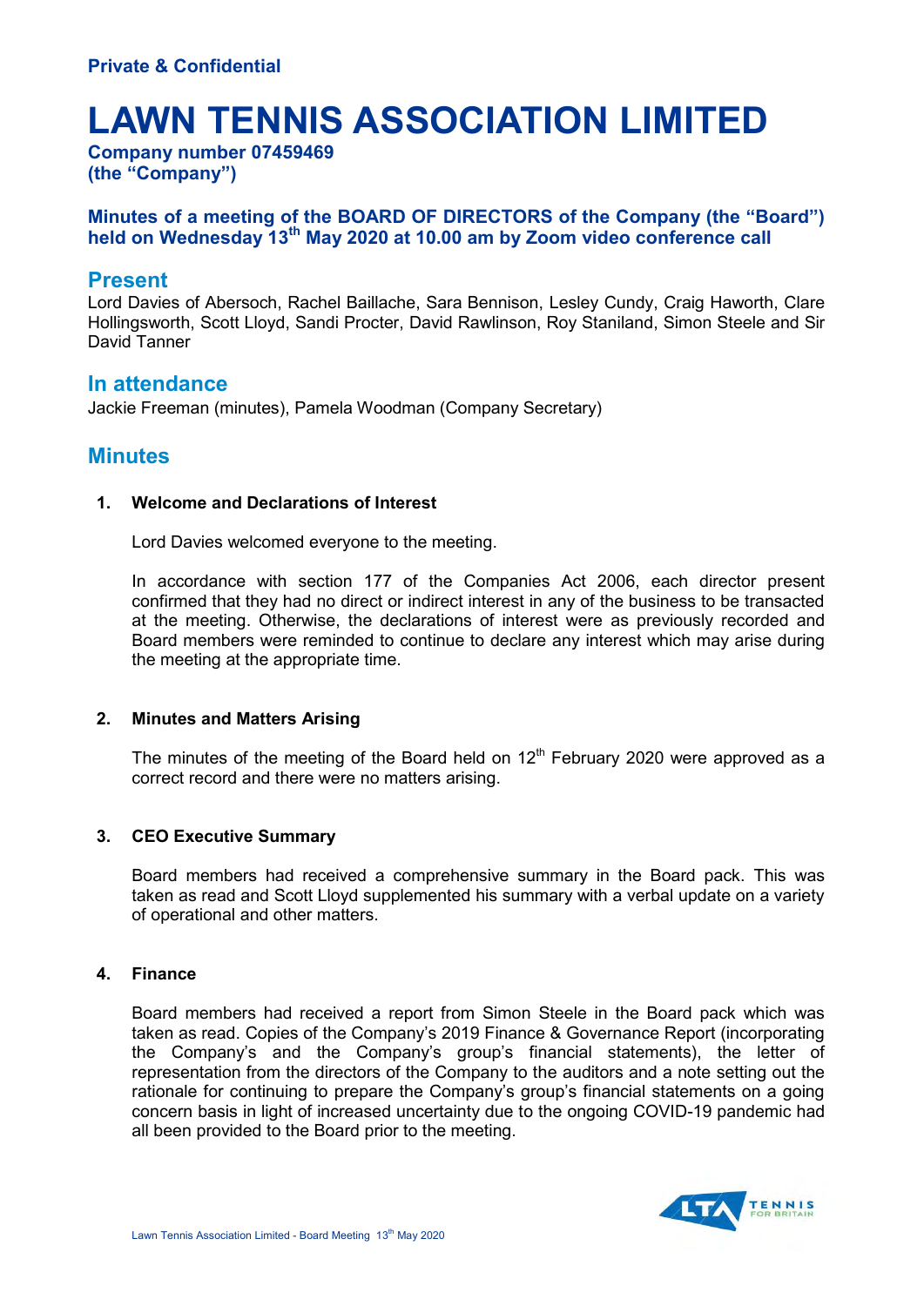**Private & Confidential**

# LAWN TENNIS ASSOCIATION LIMITED

**Company number 07459469**
**(the "Company")**

### Minutes of a meeting of the BOARD OF DIRECTORS of the Company (the "Board") held on Wednesday 13th May 2020 at 10.00 am by Zoom video conference call

## Present

Lord Davies of Abersoch, Rachel Baillache, Sara Bennison, Lesley Cundy, Craig Haworth, Clare Hollingsworth, Scott Lloyd, Sandi Procter, David Rawlinson, Roy Staniland, Simon Steele and Sir David Tanner

## In attendance

Jackie Freeman (minutes), Pamela Woodman (Company Secretary)

## Minutes

**1. Welcome and Declarations of Interest**

Lord Davies welcomed everyone to the meeting.

In accordance with section 177 of the Companies Act 2006, each director present confirmed that they had no direct or indirect interest in any of the business to be transacted at the meeting. Otherwise, the declarations of interest were as previously recorded and Board members were reminded to continue to declare any interest which may arise during the meeting at the appropriate time.

**2. Minutes and Matters Arising**

The minutes of the meeting of the Board held on 12th February 2020 were approved as a correct record and there were no matters arising.

**3. CEO Executive Summary**

Board members had received a comprehensive summary in the Board pack. This was taken as read and Scott Lloyd supplemented his summary with a verbal update on a variety of operational and other matters.

**4. Finance**

Board members had received a report from Simon Steele in the Board pack which was taken as read. Copies of the Company's 2019 Finance & Governance Report (incorporating the Company's and the Company's group's financial statements), the letter of representation from the directors of the Company to the auditors and a note setting out the rationale for continuing to prepare the Company's group's financial statements on a going concern basis in light of increased uncertainty due to the ongoing COVID-19 pandemic had all been provided to the Board prior to the meeting.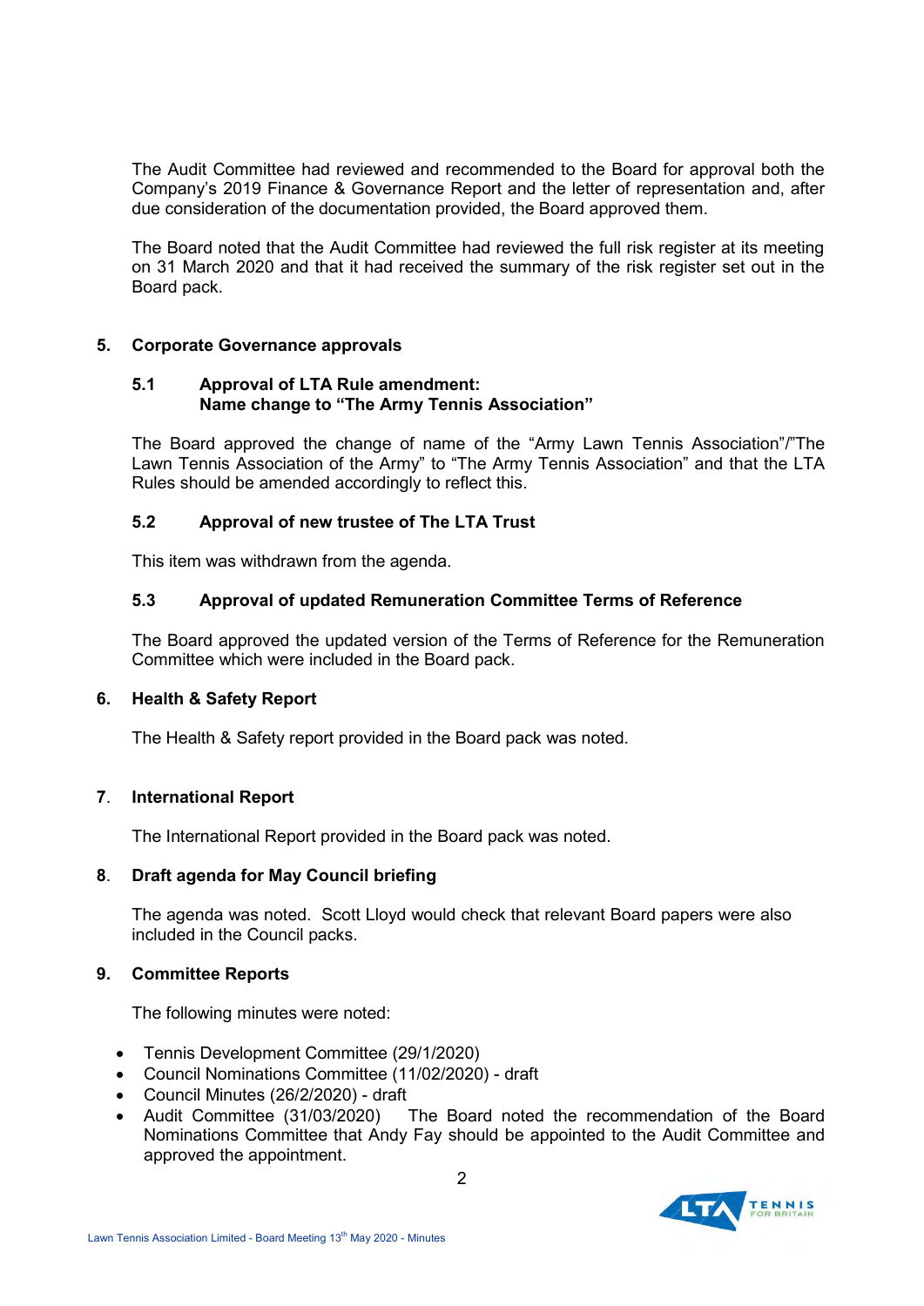The Audit Committee had reviewed and recommended to the Board for approval both the Company's 2019 Finance & Governance Report and the letter of representation and, after due consideration of the documentation provided, the Board approved them.

The Board noted that the Audit Committee had reviewed the full risk register at its meeting on 31 March 2020 and that it had received the summary of the risk register set out in the Board pack.

## 5. Corporate Governance approvals

### 5.1 Approval of LTA Rule amendment: Name change to "The Army Tennis Association"

The Board approved the change of name of the "Army Lawn Tennis Association"/"The Lawn Tennis Association of the Army" to "The Army Tennis Association" and that the LTA Rules should be amended accordingly to reflect this.

### 5.2 Approval of new trustee of The LTA Trust

This item was withdrawn from the agenda.

### 5.3 Approval of updated Remuneration Committee Terms of Reference

The Board approved the updated version of the Terms of Reference for the Remuneration Committee which were included in the Board pack.

## 6. Health & Safety Report

The Health & Safety report provided in the Board pack was noted.

## 7. International Report

The International Report provided in the Board pack was noted.

## 8. Draft agenda for May Council briefing

The agenda was noted. Scott Lloyd would check that relevant Board papers were also included in the Council packs.

## 9. Committee Reports

The following minutes were noted:

- Tennis Development Committee (29/1/2020)
- Council Nominations Committee (11/02/2020) - draft
- Council Minutes (26/2/2020) - draft
- Audit Committee (31/03/2020) The Board noted the recommendation of the Board Nominations Committee that Andy Fay should be appointed to the Audit Committee and approved the appointment.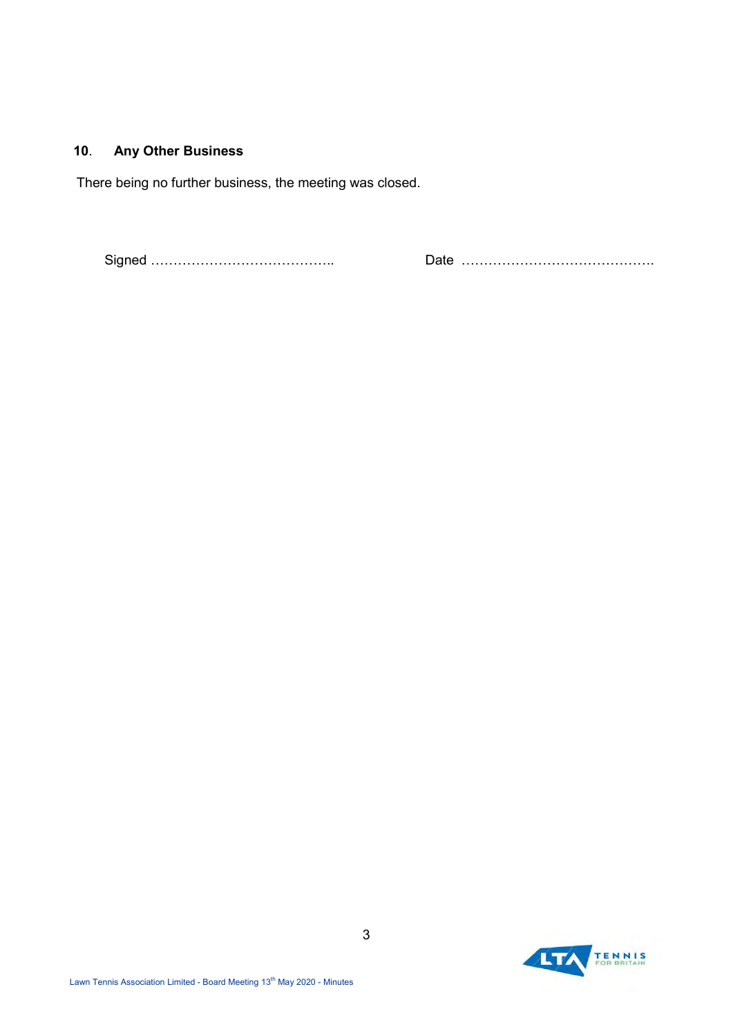## 10. Any Other Business

There being no further business, the meeting was closed.

Signed ………………………………….. Date …………………………………….